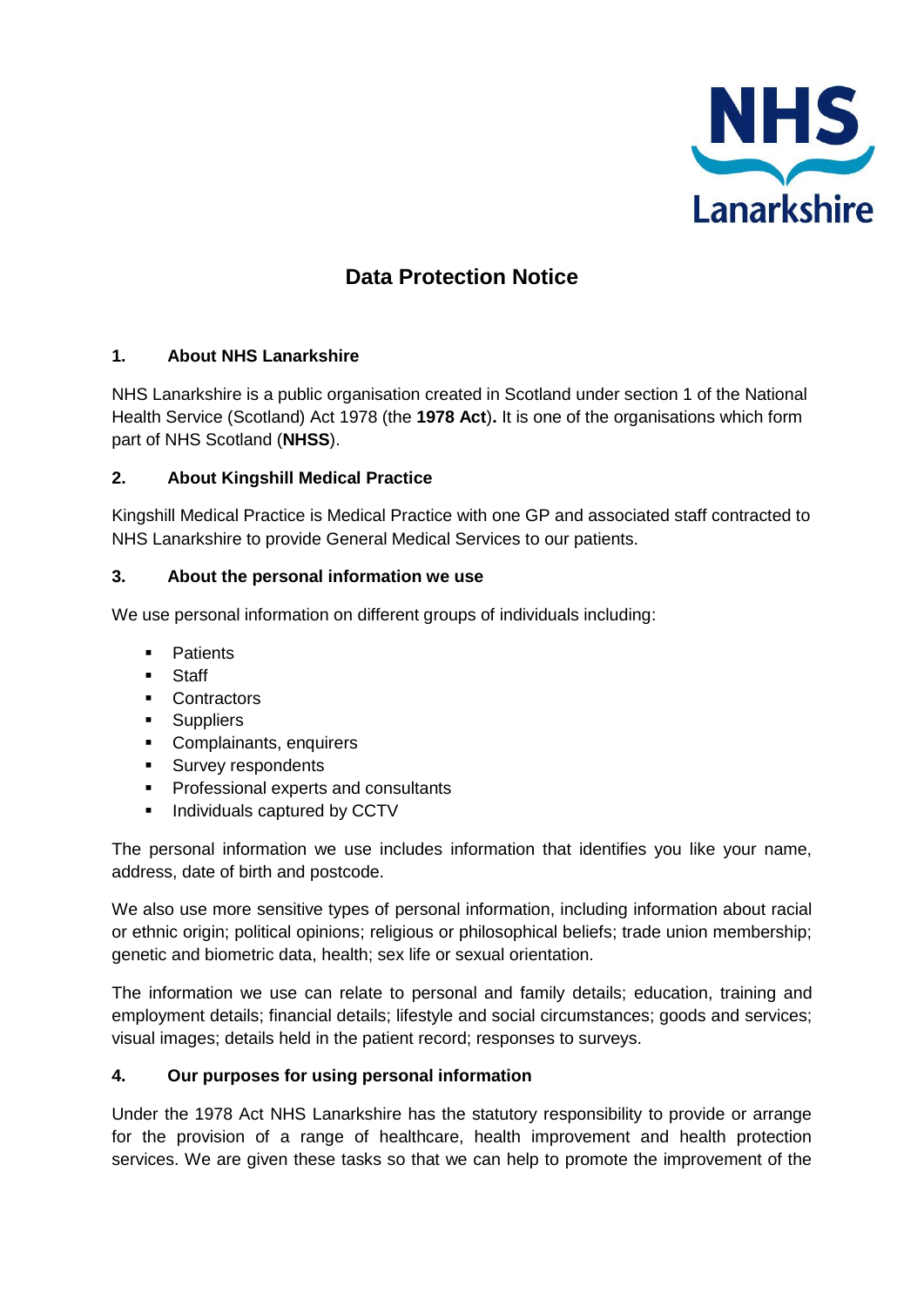NHS Lanarkshire

# Data Protection Notice

## 1. About NHS Lanarkshire

NHS Lanarkshire is a public organisation created in Scotland under section 1 of the National Health Service (Scotland) Act 1978 (the **1978 Act**)**.** It is one of the organisations which form part of NHS Scotland (**NHSS**).

## 2. About Kingshill Medical Practice

Kingshill Medical Practice is Medical Practice with one GP and associated staff contracted to NHS Lanarkshire to provide General Medical Services to our patients.

## 3. About the personal information we use

We use personal information on different groups of individuals including:

- Patients
- Staff
- Contractors
- Suppliers
- Complainants, enquirers
- Survey respondents
- Professional experts and consultants
- Individuals captured by CCTV

The personal information we use includes information that identifies you like your name, address, date of birth and postcode.

We also use more sensitive types of personal information, including information about racial or ethnic origin; political opinions; religious or philosophical beliefs; trade union membership; genetic and biometric data, health; sex life or sexual orientation.

The information we use can relate to personal and family details; education, training and employment details; financial details; lifestyle and social circumstances; goods and services; visual images; details held in the patient record; responses to surveys.

## 4. Our purposes for using personal information

Under the 1978 Act NHS Lanarkshire has the statutory responsibility to provide or arrange for the provision of a range of healthcare, health improvement and health protection services. We are given these tasks so that we can help to promote the improvement of the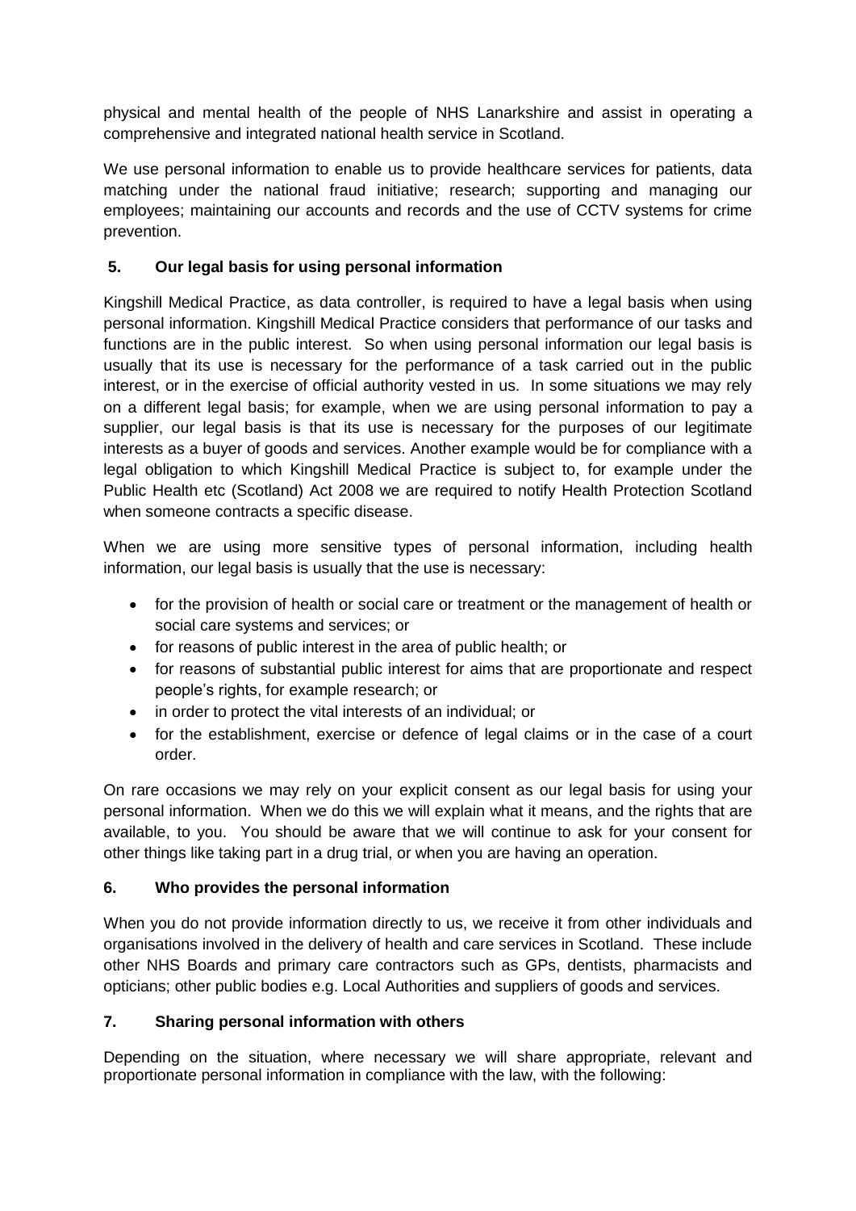physical and mental health of the people of NHS Lanarkshire and assist in operating a comprehensive and integrated national health service in Scotland.

We use personal information to enable us to provide healthcare services for patients, data matching under the national fraud initiative; research; supporting and managing our employees; maintaining our accounts and records and the use of CCTV systems for crime prevention.

## 5. Our legal basis for using personal information

Kingshill Medical Practice, as data controller, is required to have a legal basis when using personal information. Kingshill Medical Practice considers that performance of our tasks and functions are in the public interest. So when using personal information our legal basis is usually that its use is necessary for the performance of a task carried out in the public interest, or in the exercise of official authority vested in us. In some situations we may rely on a different legal basis; for example, when we are using personal information to pay a supplier, our legal basis is that its use is necessary for the purposes of our legitimate interests as a buyer of goods and services. Another example would be for compliance with a legal obligation to which Kingshill Medical Practice is subject to, for example under the Public Health etc (Scotland) Act 2008 we are required to notify Health Protection Scotland when someone contracts a specific disease.

When we are using more sensitive types of personal information, including health information, our legal basis is usually that the use is necessary:

- for the provision of health or social care or treatment or the management of health or social care systems and services; or
- for reasons of public interest in the area of public health; or
- for reasons of substantial public interest for aims that are proportionate and respect people's rights, for example research; or
- in order to protect the vital interests of an individual; or
- for the establishment, exercise or defence of legal claims or in the case of a court order.

On rare occasions we may rely on your explicit consent as our legal basis for using your personal information. When we do this we will explain what it means, and the rights that are available, to you. You should be aware that we will continue to ask for your consent for other things like taking part in a drug trial, or when you are having an operation.

## 6. Who provides the personal information

When you do not provide information directly to us, we receive it from other individuals and organisations involved in the delivery of health and care services in Scotland. These include other NHS Boards and primary care contractors such as GPs, dentists, pharmacists and opticians; other public bodies e.g. Local Authorities and suppliers of goods and services.

## 7. Sharing personal information with others

Depending on the situation, where necessary we will share appropriate, relevant and proportionate personal information in compliance with the law, with the following: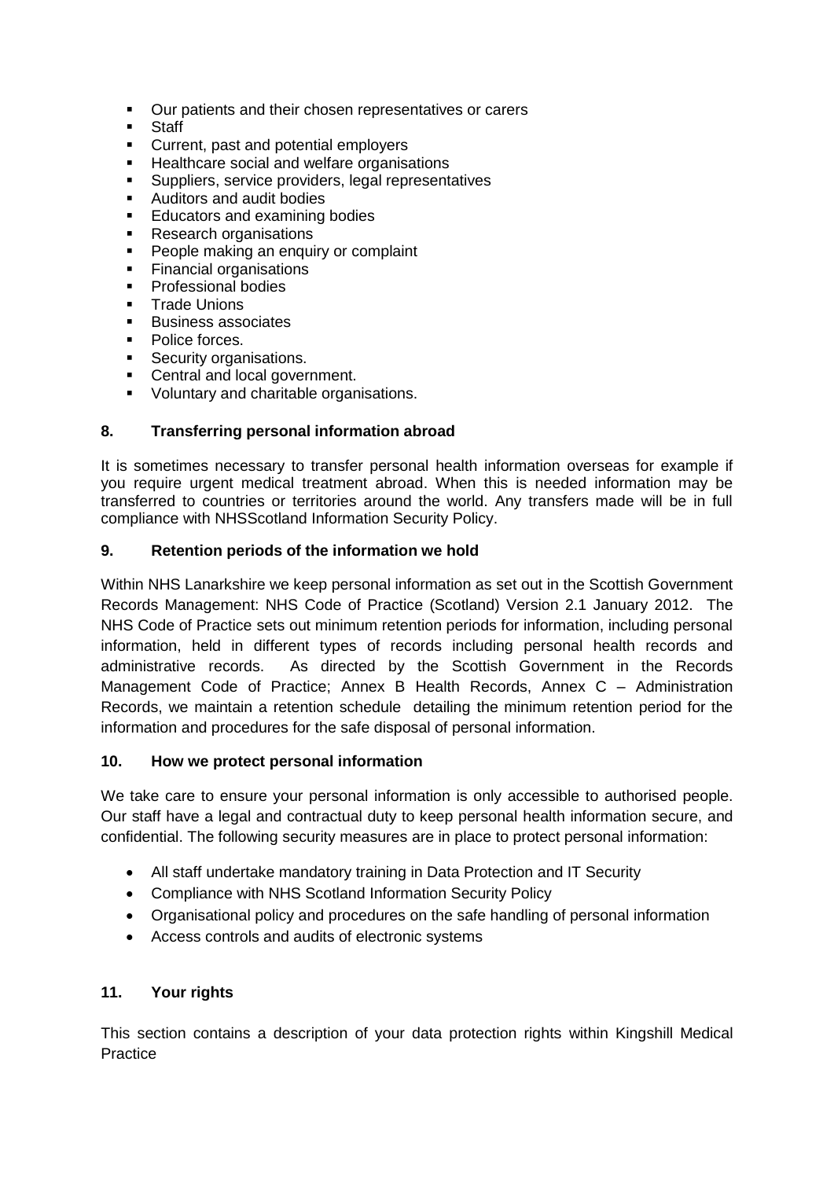- Our patients and their chosen representatives or carers
- Staff
- Current, past and potential employers
- Healthcare social and welfare organisations
- Suppliers, service providers, legal representatives
- Auditors and audit bodies
- Educators and examining bodies
- Research organisations
- People making an enquiry or complaint
- Financial organisations
- Professional bodies
- Trade Unions
- Business associates
- Police forces.
- Security organisations.
- Central and local government.
- Voluntary and charitable organisations.

## 8. Transferring personal information abroad

It is sometimes necessary to transfer personal health information overseas for example if you require urgent medical treatment abroad. When this is needed information may be transferred to countries or territories around the world. Any transfers made will be in full compliance with NHSScotland Information Security Policy.

## 9. Retention periods of the information we hold

Within NHS Lanarkshire we keep personal information as set out in the Scottish Government Records Management: NHS Code of Practice (Scotland) Version 2.1 January 2012. The NHS Code of Practice sets out minimum retention periods for information, including personal information, held in different types of records including personal health records and administrative records. As directed by the Scottish Government in the Records Management Code of Practice; Annex B Health Records, Annex C – Administration Records, we maintain a retention schedule detailing the minimum retention period for the information and procedures for the safe disposal of personal information.

## 10. How we protect personal information

We take care to ensure your personal information is only accessible to authorised people. Our staff have a legal and contractual duty to keep personal health information secure, and confidential. The following security measures are in place to protect personal information:

- All staff undertake mandatory training in Data Protection and IT Security
- Compliance with NHS Scotland Information Security Policy
- Organisational policy and procedures on the safe handling of personal information
- Access controls and audits of electronic systems

## 11. Your rights

This section contains a description of your data protection rights within Kingshill Medical Practice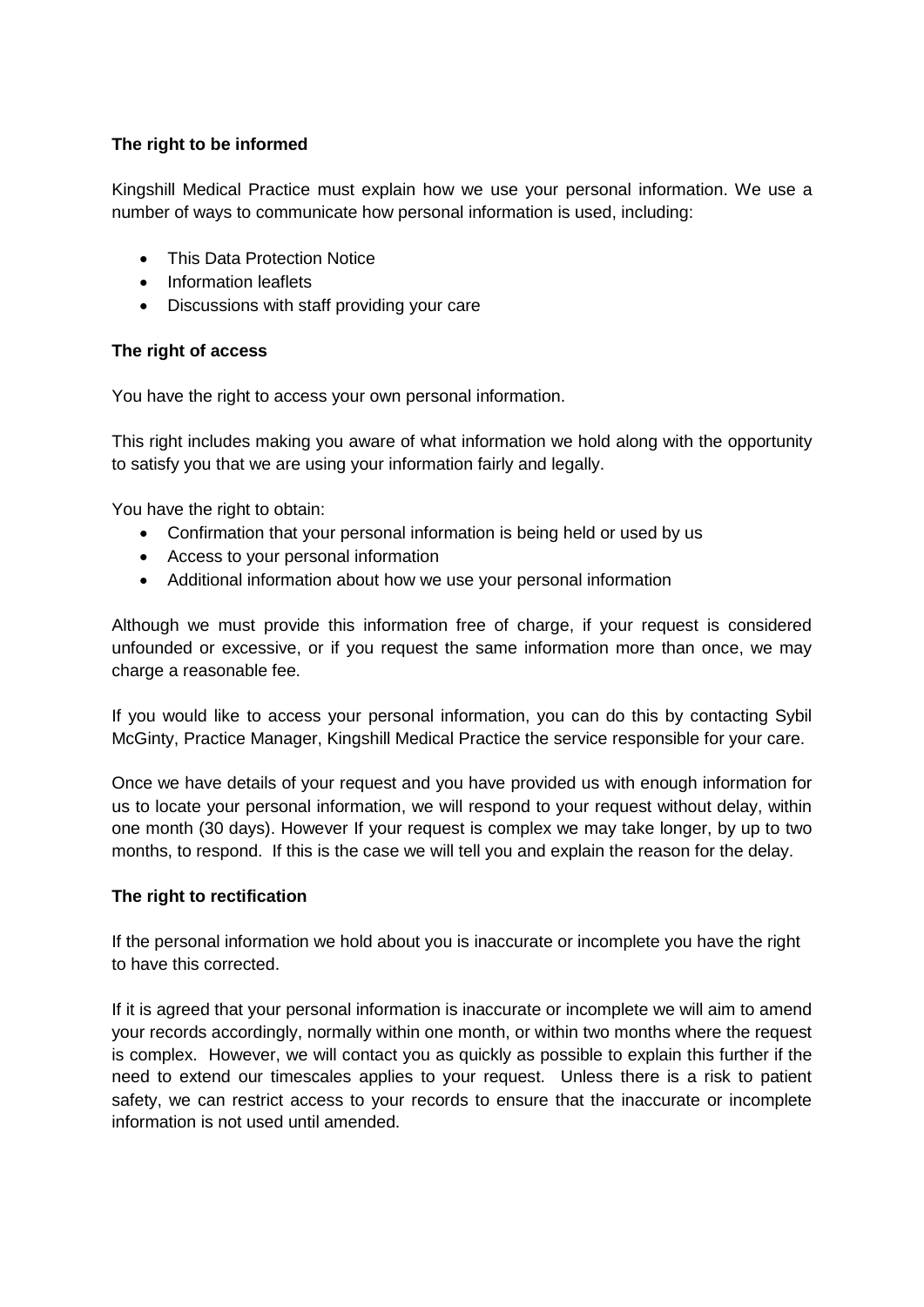**The right to be informed**

Kingshill Medical Practice must explain how we use your personal information. We use a number of ways to communicate how personal information is used, including:

- This Data Protection Notice
- Information leaflets
- Discussions with staff providing your care

**The right of access**

You have the right to access your own personal information.

This right includes making you aware of what information we hold along with the opportunity to satisfy you that we are using your information fairly and legally.

You have the right to obtain:

- Confirmation that your personal information is being held or used by us
- Access to your personal information
- Additional information about how we use your personal information

Although we must provide this information free of charge, if your request is considered unfounded or excessive, or if you request the same information more than once, we may charge a reasonable fee.

If you would like to access your personal information, you can do this by contacting Sybil McGinty, Practice Manager, Kingshill Medical Practice the service responsible for your care.

Once we have details of your request and you have provided us with enough information for us to locate your personal information, we will respond to your request without delay, within one month (30 days). However If your request is complex we may take longer, by up to two months, to respond. If this is the case we will tell you and explain the reason for the delay.

**The right to rectification**

If the personal information we hold about you is inaccurate or incomplete you have the right to have this corrected.

If it is agreed that your personal information is inaccurate or incomplete we will aim to amend your records accordingly, normally within one month, or within two months where the request is complex. However, we will contact you as quickly as possible to explain this further if the need to extend our timescales applies to your request. Unless there is a risk to patient safety, we can restrict access to your records to ensure that the inaccurate or incomplete information is not used until amended.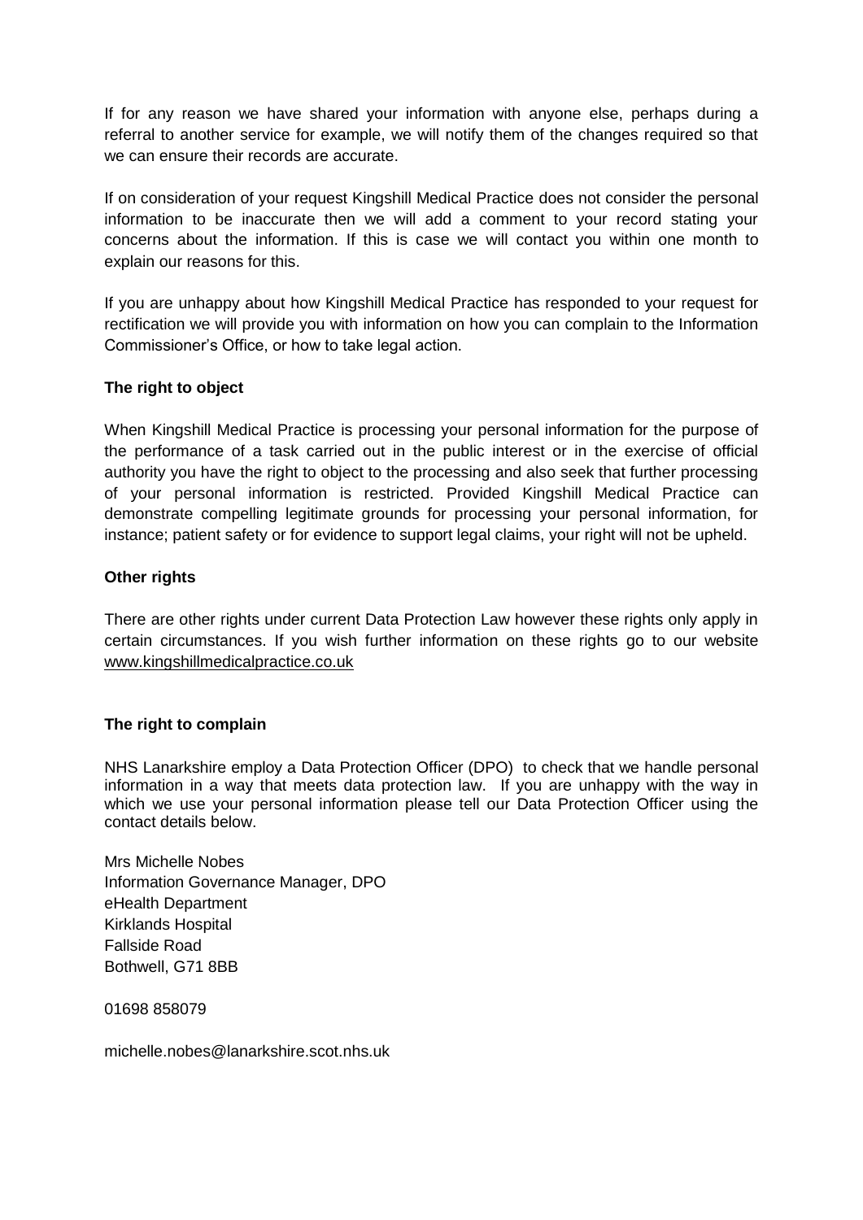If for any reason we have shared your information with anyone else, perhaps during a referral to another service for example, we will notify them of the changes required so that we can ensure their records are accurate.

If on consideration of your request Kingshill Medical Practice does not consider the personal information to be inaccurate then we will add a comment to your record stating your concerns about the information. If this is case we will contact you within one month to explain our reasons for this.

If you are unhappy about how Kingshill Medical Practice has responded to your request for rectification we will provide you with information on how you can complain to the Information Commissioner's Office, or how to take legal action.

**The right to object**

When Kingshill Medical Practice is processing your personal information for the purpose of the performance of a task carried out in the public interest or in the exercise of official authority you have the right to object to the processing and also seek that further processing of your personal information is restricted. Provided Kingshill Medical Practice can demonstrate compelling legitimate grounds for processing your personal information, for instance; patient safety or for evidence to support legal claims, your right will not be upheld.

**Other rights**

There are other rights under current Data Protection Law however these rights only apply in certain circumstances. If you wish further information on these rights go to our website www.kingshillmedicalpractice.co.uk

**The right to complain**

NHS Lanarkshire employ a Data Protection Officer (DPO) to check that we handle personal information in a way that meets data protection law. If you are unhappy with the way in which we use your personal information please tell our Data Protection Officer using the contact details below.

Mrs Michelle Nobes
Information Governance Manager, DPO
eHealth Department
Kirklands Hospital
Fallside Road
Bothwell, G71 8BB

01698 858079

michelle.nobes@lanarkshire.scot.nhs.uk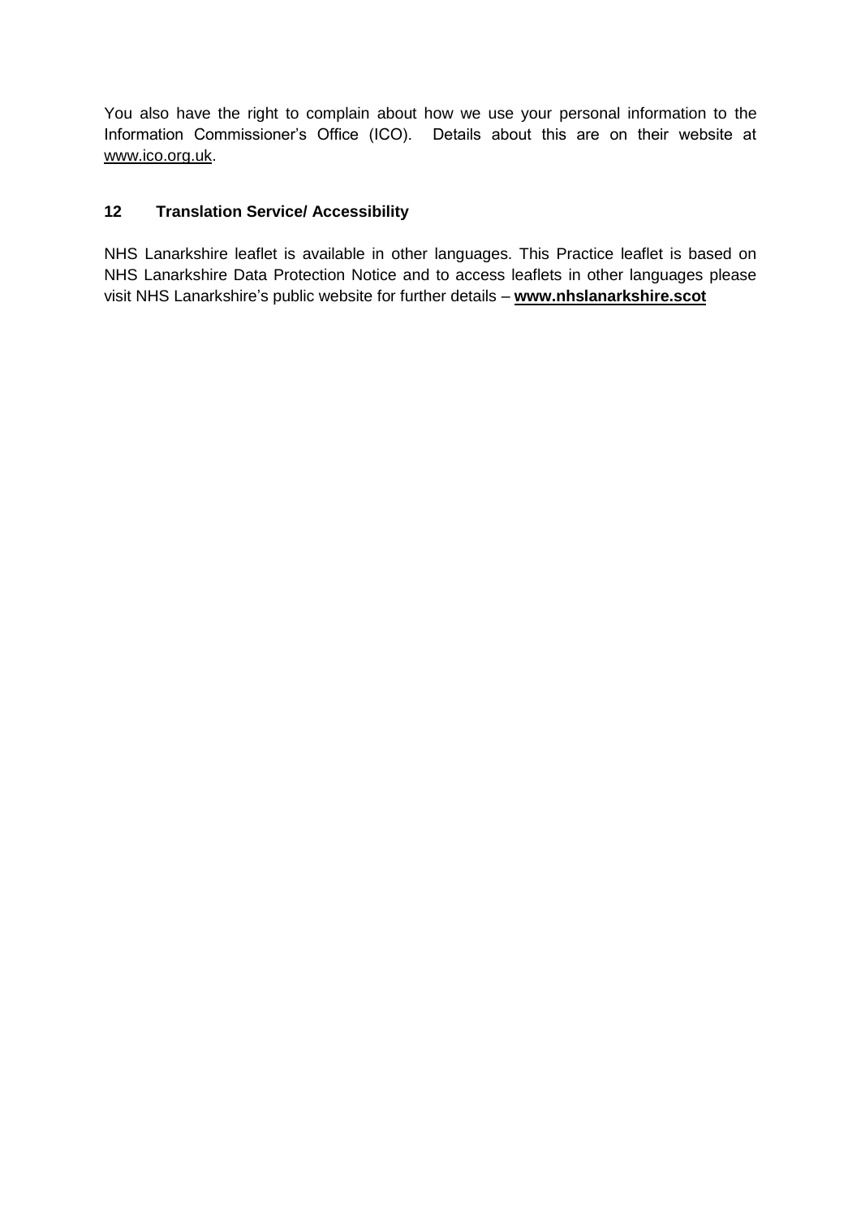You also have the right to complain about how we use your personal information to the Information Commissioner's Office (ICO). Details about this are on their website at www.ico.org.uk.

## 12 Translation Service/ Accessibility

NHS Lanarkshire leaflet is available in other languages. This Practice leaflet is based on NHS Lanarkshire Data Protection Notice and to access leaflets in other languages please visit NHS Lanarkshire's public website for further details – **www.nhslanarkshire.scot**